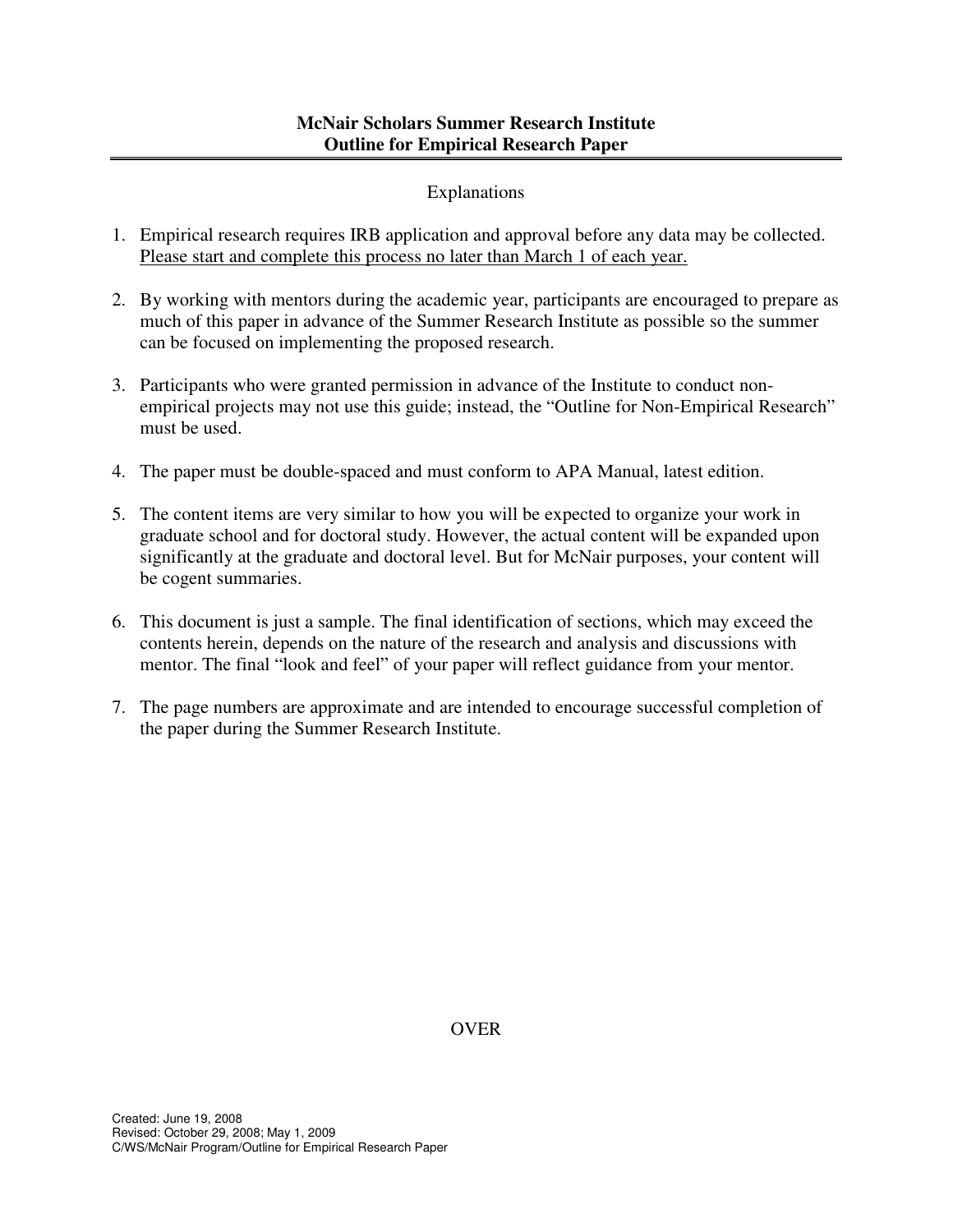# McNair Scholars Summer Research Institute
# Outline for Empirical Research Paper

Explanations

1. Empirical research requires IRB application and approval before any data may be collected. Please start and complete this process no later than March 1 of each year.

2. By working with mentors during the academic year, participants are encouraged to prepare as much of this paper in advance of the Summer Research Institute as possible so the summer can be focused on implementing the proposed research.

3. Participants who were granted permission in advance of the Institute to conduct non-empirical projects may not use this guide; instead, the "Outline for Non-Empirical Research" must be used.

4. The paper must be double-spaced and must conform to APA Manual, latest edition.

5. The content items are very similar to how you will be expected to organize your work in graduate school and for doctoral study. However, the actual content will be expanded upon significantly at the graduate and doctoral level. But for McNair purposes, your content will be cogent summaries.

6. This document is just a sample. The final identification of sections, which may exceed the contents herein, depends on the nature of the research and analysis and discussions with mentor. The final "look and feel" of your paper will reflect guidance from your mentor.

7. The page numbers are approximate and are intended to encourage successful completion of the paper during the Summer Research Institute.

OVER

Created: June 19, 2008
Revised: October 29, 2008; May 1, 2009
C/WS/McNair Program/Outline for Empirical Research Paper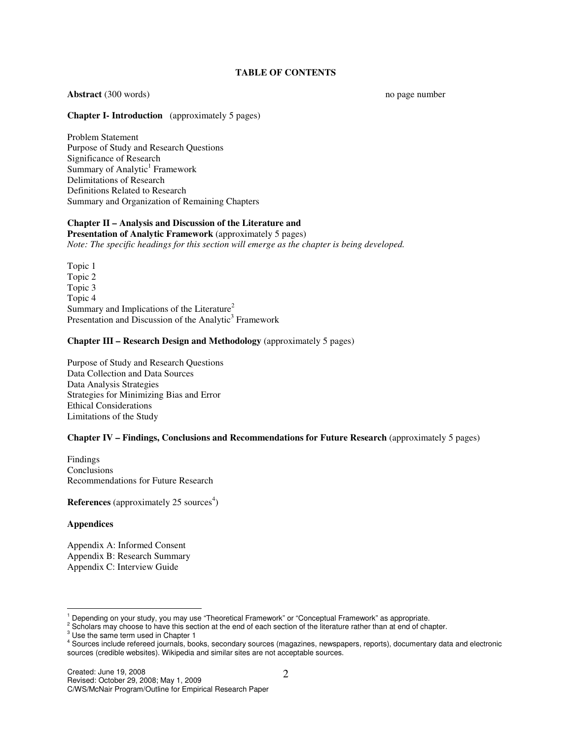**TABLE OF CONTENTS**

**Abstract** (300 words) no page number

**Chapter I- Introduction** (approximately 5 pages)

Problem Statement
Purpose of Study and Research Questions
Significance of Research
Summary of Analytic[1] Framework
Delimitations of Research
Definitions Related to Research
Summary and Organization of Remaining Chapters

**Chapter II – Analysis and Discussion of the Literature and Presentation of Analytic Framework** (approximately 5 pages)
*Note: The specific headings for this section will emerge as the chapter is being developed.*

Topic 1
Topic 2
Topic 3
Topic 4
Summary and Implications of the Literature[2]
Presentation and Discussion of the Analytic[3] Framework

**Chapter III – Research Design and Methodology** (approximately 5 pages)

Purpose of Study and Research Questions
Data Collection and Data Sources
Data Analysis Strategies
Strategies for Minimizing Bias and Error
Ethical Considerations
Limitations of the Study

**Chapter IV – Findings, Conclusions and Recommendations for Future Research** (approximately 5 pages)

Findings
Conclusions
Recommendations for Future Research

**References** (approximately 25 sources[4])

**Appendices**

Appendix A: Informed Consent
Appendix B: Research Summary
Appendix C: Interview Guide

---

[1] Depending on your study, you may use "Theoretical Framework" or "Conceptual Framework" as appropriate.
[2] Scholars may choose to have this section at the end of each section of the literature rather than at end of chapter.
[3] Use the same term used in Chapter 1
[4] Sources include refereed journals, books, secondary sources (magazines, newspapers, reports), documentary data and electronic sources (credible websites). Wikipedia and similar sites are not acceptable sources.

Created: June 19, 2008
Revised: October 29, 2008; May 1, 2009
C/WS/McNair Program/Outline for Empirical Research Paper